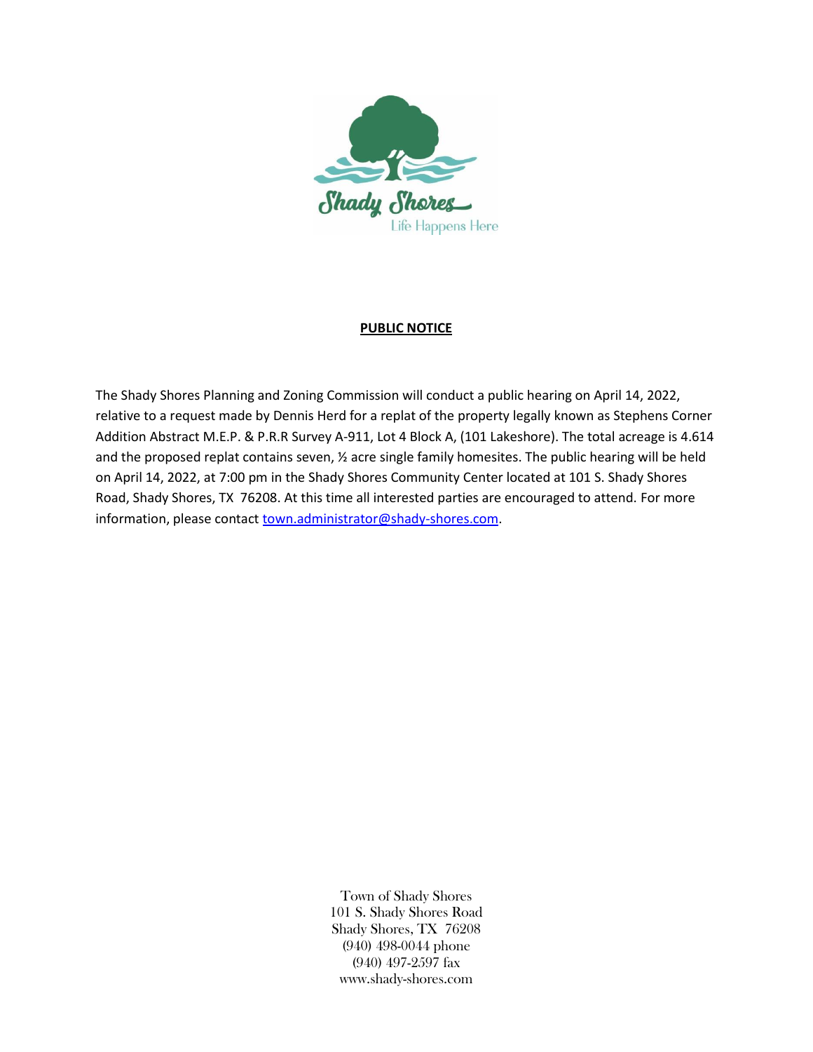Shady Shores

Life Happens Here

**PUBLIC NOTICE**

The Shady Shores Planning and Zoning Commission will conduct a public hearing on April 14, 2022, relative to a request made by Dennis Herd for a replat of the property legally known as Stephens Corner Addition Abstract M.E.P. & P.R.R Survey A-911, Lot 4 Block A, (101 Lakeshore). The total acreage is 4.614 and the proposed replat contains seven, ½ acre single family homesites. The public hearing will be held on April 14, 2022, at 7:00 pm in the Shady Shores Community Center located at 101 S. Shady Shores Road, Shady Shores, TX 76208. At this time all interested parties are encouraged to attend. For more information, please contact town.administrator@shady-shores.com.

Town of Shady Shores
101 S. Shady Shores Road
Shady Shores, TX 76208
(940) 498-0044 phone
(940) 497-2597 fax
www.shady-shores.com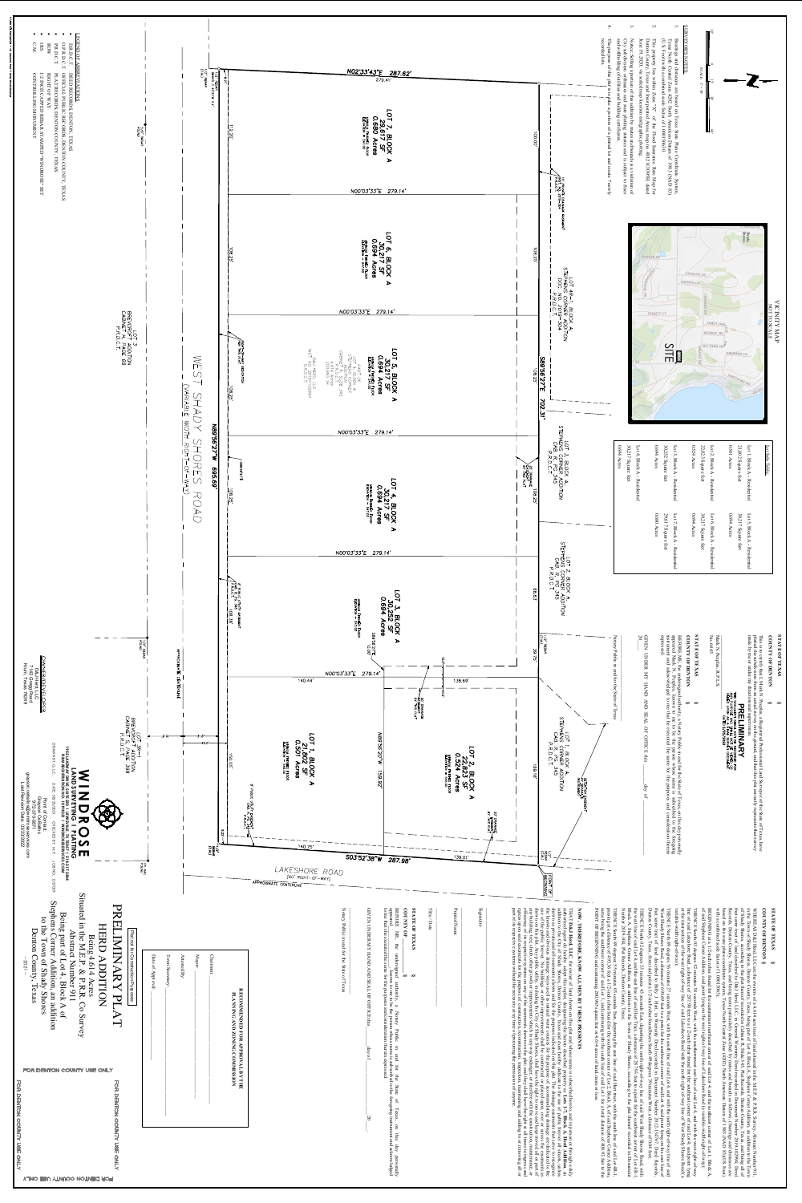# PRELIMINARY PLAT

## HERD ADDITION

Being 4.614 Acres
Situated in the M.E.P. & P.R.R. Co Survey
Abstract Number 911
Being part of Lot 4, Block A of
Stephens Corner Addition, an addition
to the Town of Shady Shores
Denton County, Texas
-2021-

VICINITY MAP
NOT TO SCALE

SITE

## SURVEYOR'S NOTES

1. Bearings and distances are based on Texas State Plane Coordinate System, Texas North Central Zone 4202 North American Datum of 1983 (NAD 83).
2. This property lies within Zone "X" of the Flood Insurance Rate Map for Denton County.
3. The purpose of this plat is to plat a portion of a platted lot and create

## LEGEND OF ABBREVIATIONS

- D.R.D.C.T. DEED RECORDS, DENTON COUNTY, TEXAS
- O.P.R.D.C.T. OFFICIAL PUBLIC RECORDS, DENTON COUNTY, TEXAS
- P.R.D.C.T. PLAT RECORDS, DENTON COUNTY, TEXAS
- ROW RIGHT OF WAY
- IRS 1/2 INCH CAPPED REBAR STAMPED "WINDROSE" SET
- C.M. CONTROLLING MONUMENT

## LOT TABLE

| Lot | Square feet | Acres |
|---|---|---|
| Lot 1, Block A - Residential | 21,812 Square feet | 0.501 Acres |
| Lot 2, Block A - Residential | 22,823 Square feet | 0.524 Acres |
| Lot 3, Block A - Residential | 30,252 Square feet | 0.694 Acres |
| Lot 4, Block A - Residential | 30,217 Square feet | 0.694 Acres |
| Lot 5, Block A - Residential | 30,217 Square feet | 0.694 Acres |
| Lot 6, Block A - Residential | 30,217 Square feet | 0.694 Acres |
| Lot 7, Block A - Residential | 29,617 Square feet | 0.680 Acres |

## Plat Drawing Labels

LOT 7, BLOCK A
29,617 SF
0.680 Acres

LOT 6, BLOCK A
30,217 SF
0.694 Acres

LOT 5, BLOCK A
30,217 SF
0.694 Acres

LOT 4, BLOCK A
30,217 SF
0.694 Acres

LOT 3, BLOCK A
30,252 SF
0.694 Acres

LOT 2, BLOCK A
22,823 SF
0.524 Acres

LOT 1, BLOCK A
21,812 SF
0.501 Acres

N02°33'43"E 287.62'

S89°56'27"E 702.31'

N89°56'27"W 695.69'

S03°52'38"W 287.98'

N00°03'33"E 279.14'

N89°56'20"W 159.92'

WEST SHADY SHORES ROAD
(VARIABLE WIDTH RIGHT-OF-WAY)

LAKESHORE ROAD
(60' RIGHT-OF-WAY)

APPROXIMATE CENTERLINE

LOT 3
BREWKROFF ADDITION
CABINET F, PAGE 68
P.R.D.C.T.

STEPHENS CORNER ADDITION
CAB. R, PG. 345
P.R.D.C.T.

POINT OF BEGINNING

## STATE OF TEXAS §
## COUNTY OF DENTON §

**NOW, THEREFORE, KNOW ALL MEN BY THESE PRESENTS**

GIVEN UNDER MY HAND AND SEAL OF OFFICE this ______ day of ______, 20___.

Notary Public in and for the State of Texas

PRELIMINARY

## RECOMMENDED FOR APPROVAL BY THE PLANNING AND ZONING COMMISSION

Chairman: ______

Mayor: ______

Attested By: ______

Town Secretary: ______

Date of Approval: ______

Not for Construction Purposes

OWNER/DEVELOPER
DAJ Herd LLC

WINDROSE
LAND SURVEYING | PLATTING

FOR DENTON COUNTY USE ONLY